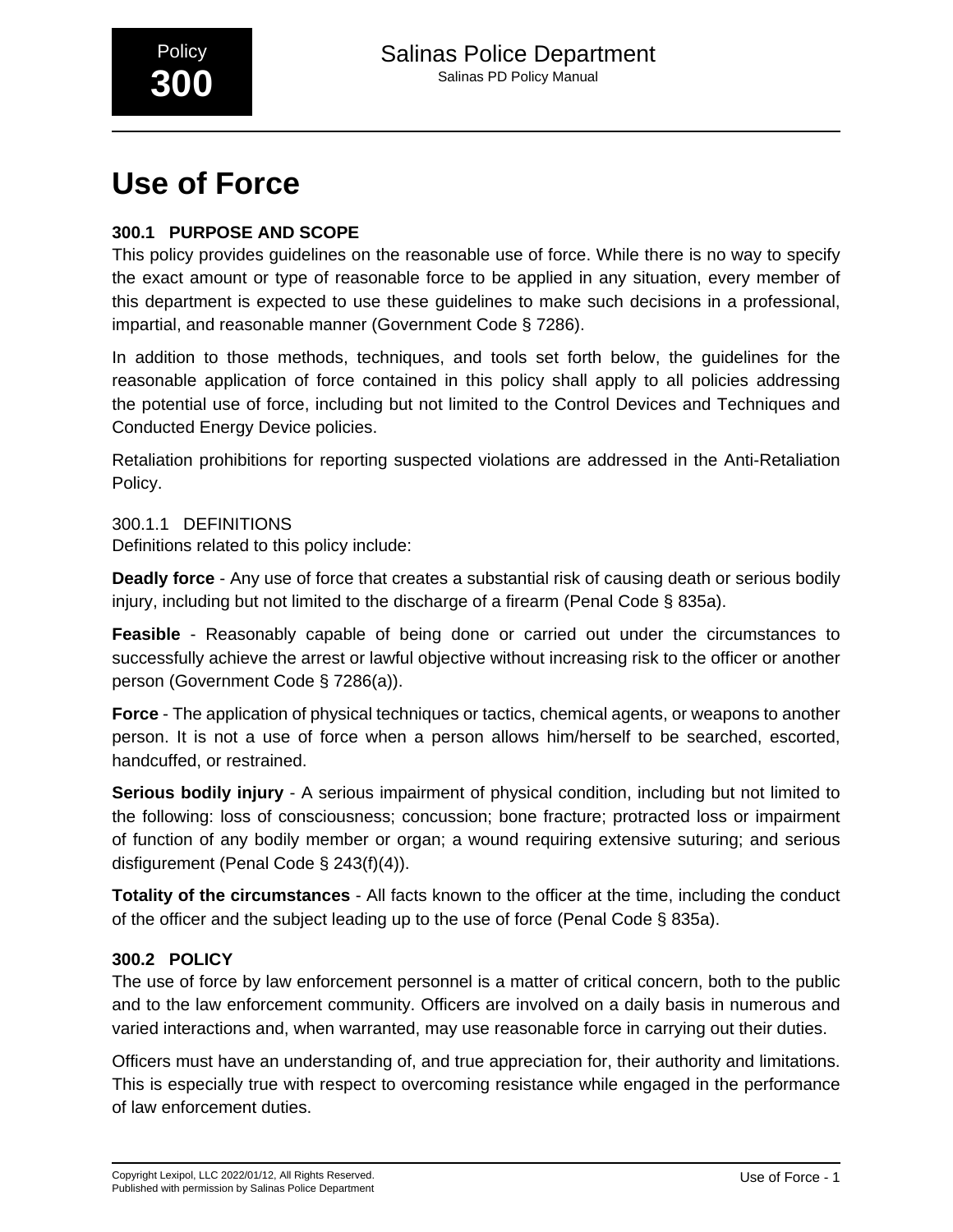# Use of Force

## 300.1 PURPOSE AND SCOPE

This policy provides guidelines on the reasonable use of force. While there is no way to specify the exact amount or type of reasonable force to be applied in any situation, every member of this department is expected to use these guidelines to make such decisions in a professional, impartial, and reasonable manner (Government Code § 7286).

In addition to those methods, techniques, and tools set forth below, the guidelines for the reasonable application of force contained in this policy shall apply to all policies addressing the potential use of force, including but not limited to the Control Devices and Techniques and Conducted Energy Device policies.

Retaliation prohibitions for reporting suspected violations are addressed in the Anti-Retaliation Policy.

### 300.1.1 DEFINITIONS

Definitions related to this policy include:

**Deadly force** - Any use of force that creates a substantial risk of causing death or serious bodily injury, including but not limited to the discharge of a firearm (Penal Code § 835a).

**Feasible** - Reasonably capable of being done or carried out under the circumstances to successfully achieve the arrest or lawful objective without increasing risk to the officer or another person (Government Code § 7286(a)).

**Force** - The application of physical techniques or tactics, chemical agents, or weapons to another person. It is not a use of force when a person allows him/herself to be searched, escorted, handcuffed, or restrained.

**Serious bodily injury** - A serious impairment of physical condition, including but not limited to the following: loss of consciousness; concussion; bone fracture; protracted loss or impairment of function of any bodily member or organ; a wound requiring extensive suturing; and serious disfigurement (Penal Code § 243(f)(4)).

**Totality of the circumstances** - All facts known to the officer at the time, including the conduct of the officer and the subject leading up to the use of force (Penal Code § 835a).

## 300.2 POLICY

The use of force by law enforcement personnel is a matter of critical concern, both to the public and to the law enforcement community. Officers are involved on a daily basis in numerous and varied interactions and, when warranted, may use reasonable force in carrying out their duties.

Officers must have an understanding of, and true appreciation for, their authority and limitations. This is especially true with respect to overcoming resistance while engaged in the performance of law enforcement duties.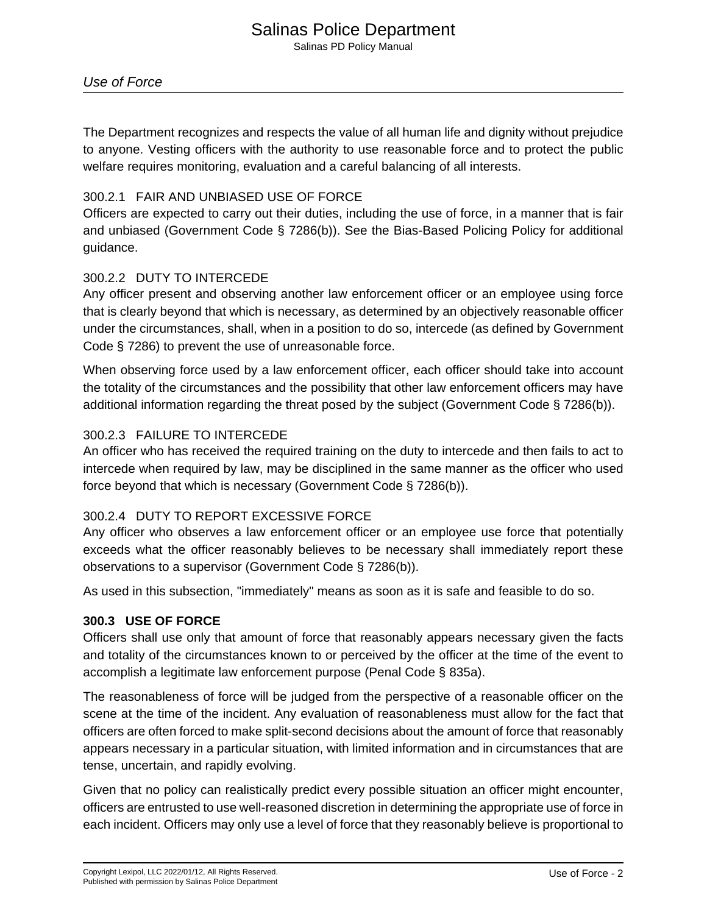The Department recognizes and respects the value of all human life and dignity without prejudice to anyone. Vesting officers with the authority to use reasonable force and to protect the public welfare requires monitoring, evaluation and a careful balancing of all interests.

#### 300.2.1 FAIR AND UNBIASED USE OF FORCE

Officers are expected to carry out their duties, including the use of force, in a manner that is fair and unbiased (Government Code § 7286(b)). See the Bias-Based Policing Policy for additional guidance.

#### 300.2.2 DUTY TO INTERCEDE

Any officer present and observing another law enforcement officer or an employee using force that is clearly beyond that which is necessary, as determined by an objectively reasonable officer under the circumstances, shall, when in a position to do so, intercede (as defined by Government Code § 7286) to prevent the use of unreasonable force.

When observing force used by a law enforcement officer, each officer should take into account the totality of the circumstances and the possibility that other law enforcement officers may have additional information regarding the threat posed by the subject (Government Code § 7286(b)).

#### 300.2.3 FAILURE TO INTERCEDE

An officer who has received the required training on the duty to intercede and then fails to act to intercede when required by law, may be disciplined in the same manner as the officer who used force beyond that which is necessary (Government Code § 7286(b)).

#### 300.2.4 DUTY TO REPORT EXCESSIVE FORCE

Any officer who observes a law enforcement officer or an employee use force that potentially exceeds what the officer reasonably believes to be necessary shall immediately report these observations to a supervisor (Government Code § 7286(b)).

As used in this subsection, "immediately" means as soon as it is safe and feasible to do so.

### 300.3 USE OF FORCE

Officers shall use only that amount of force that reasonably appears necessary given the facts and totality of the circumstances known to or perceived by the officer at the time of the event to accomplish a legitimate law enforcement purpose (Penal Code § 835a).

The reasonableness of force will be judged from the perspective of a reasonable officer on the scene at the time of the incident. Any evaluation of reasonableness must allow for the fact that officers are often forced to make split-second decisions about the amount of force that reasonably appears necessary in a particular situation, with limited information and in circumstances that are tense, uncertain, and rapidly evolving.

Given that no policy can realistically predict every possible situation an officer might encounter, officers are entrusted to use well-reasoned discretion in determining the appropriate use of force in each incident. Officers may only use a level of force that they reasonably believe is proportional to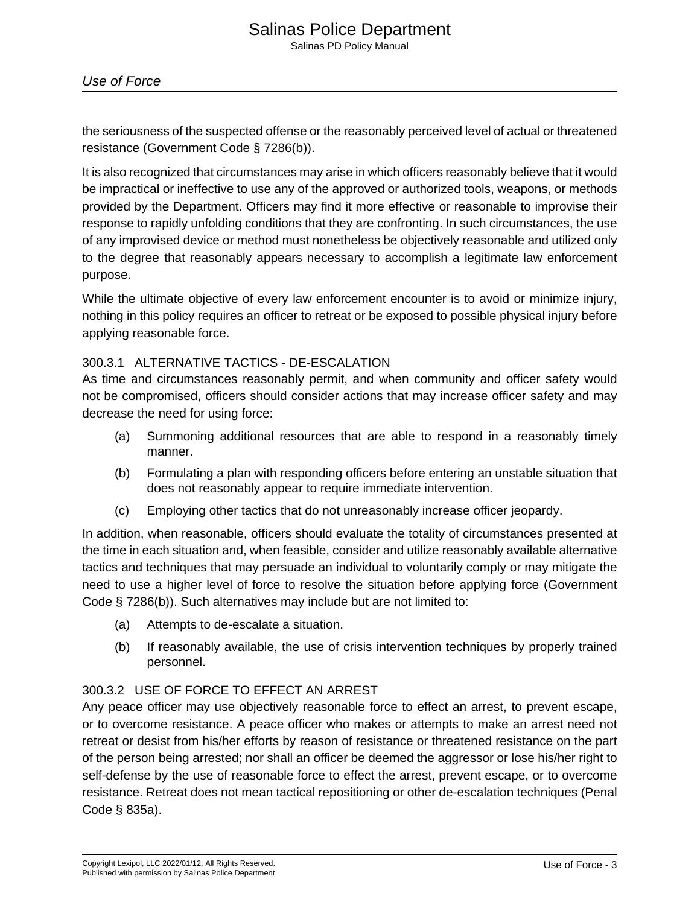the seriousness of the suspected offense or the reasonably perceived level of actual or threatened resistance (Government Code § 7286(b)).

It is also recognized that circumstances may arise in which officers reasonably believe that it would be impractical or ineffective to use any of the approved or authorized tools, weapons, or methods provided by the Department. Officers may find it more effective or reasonable to improvise their response to rapidly unfolding conditions that they are confronting. In such circumstances, the use of any improvised device or method must nonetheless be objectively reasonable and utilized only to the degree that reasonably appears necessary to accomplish a legitimate law enforcement purpose.

While the ultimate objective of every law enforcement encounter is to avoid or minimize injury, nothing in this policy requires an officer to retreat or be exposed to possible physical injury before applying reasonable force.

### 300.3.1 ALTERNATIVE TACTICS - DE-ESCALATION

As time and circumstances reasonably permit, and when community and officer safety would not be compromised, officers should consider actions that may increase officer safety and may decrease the need for using force:

(a) Summoning additional resources that are able to respond in a reasonably timely manner.

(b) Formulating a plan with responding officers before entering an unstable situation that does not reasonably appear to require immediate intervention.

(c) Employing other tactics that do not unreasonably increase officer jeopardy.

In addition, when reasonable, officers should evaluate the totality of circumstances presented at the time in each situation and, when feasible, consider and utilize reasonably available alternative tactics and techniques that may persuade an individual to voluntarily comply or may mitigate the need to use a higher level of force to resolve the situation before applying force (Government Code § 7286(b)). Such alternatives may include but are not limited to:

(a) Attempts to de-escalate a situation.

(b) If reasonably available, the use of crisis intervention techniques by properly trained personnel.

### 300.3.2 USE OF FORCE TO EFFECT AN ARREST

Any peace officer may use objectively reasonable force to effect an arrest, to prevent escape, or to overcome resistance. A peace officer who makes or attempts to make an arrest need not retreat or desist from his/her efforts by reason of resistance or threatened resistance on the part of the person being arrested; nor shall an officer be deemed the aggressor or lose his/her right to self-defense by the use of reasonable force to effect the arrest, prevent escape, or to overcome resistance. Retreat does not mean tactical repositioning or other de-escalation techniques (Penal Code § 835a).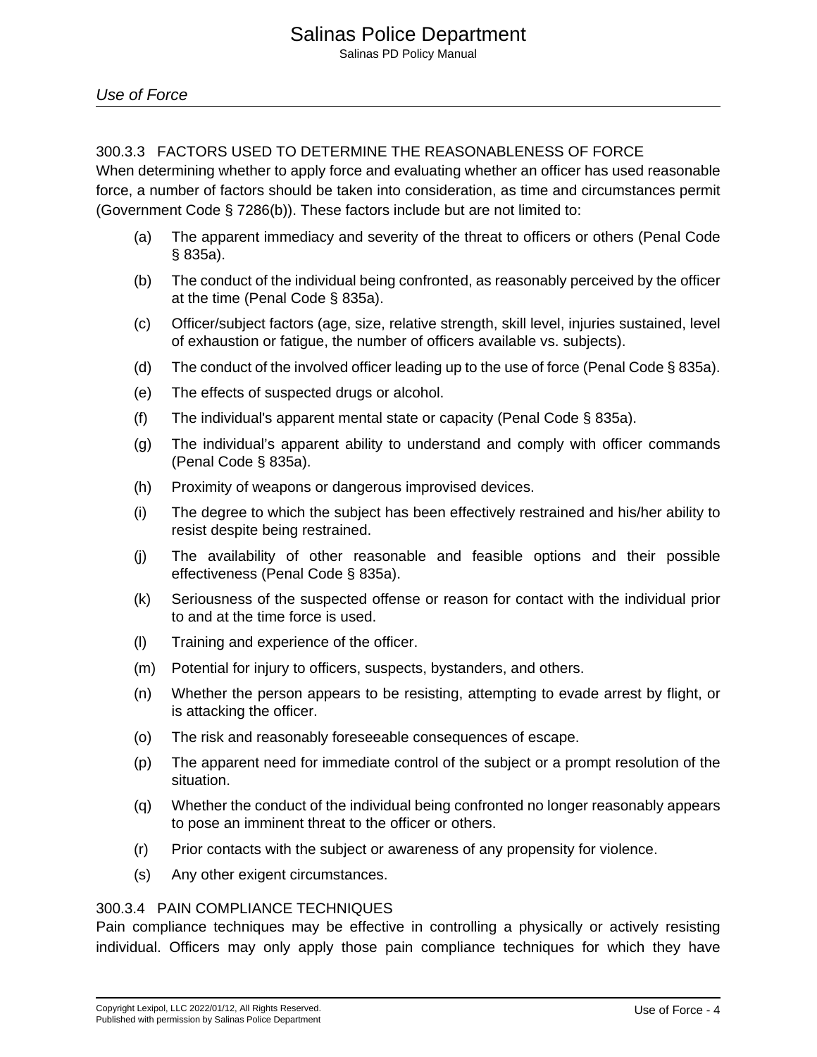### 300.3.3 FACTORS USED TO DETERMINE THE REASONABLENESS OF FORCE

When determining whether to apply force and evaluating whether an officer has used reasonable force, a number of factors should be taken into consideration, as time and circumstances permit (Government Code § 7286(b)). These factors include but are not limited to:

(a) The apparent immediacy and severity of the threat to officers or others (Penal Code § 835a).

(b) The conduct of the individual being confronted, as reasonably perceived by the officer at the time (Penal Code § 835a).

(c) Officer/subject factors (age, size, relative strength, skill level, injuries sustained, level of exhaustion or fatigue, the number of officers available vs. subjects).

(d) The conduct of the involved officer leading up to the use of force (Penal Code § 835a).

(e) The effects of suspected drugs or alcohol.

(f) The individual's apparent mental state or capacity (Penal Code § 835a).

(g) The individual's apparent ability to understand and comply with officer commands (Penal Code § 835a).

(h) Proximity of weapons or dangerous improvised devices.

(i) The degree to which the subject has been effectively restrained and his/her ability to resist despite being restrained.

(j) The availability of other reasonable and feasible options and their possible effectiveness (Penal Code § 835a).

(k) Seriousness of the suspected offense or reason for contact with the individual prior to and at the time force is used.

(l) Training and experience of the officer.

(m) Potential for injury to officers, suspects, bystanders, and others.

(n) Whether the person appears to be resisting, attempting to evade arrest by flight, or is attacking the officer.

(o) The risk and reasonably foreseeable consequences of escape.

(p) The apparent need for immediate control of the subject or a prompt resolution of the situation.

(q) Whether the conduct of the individual being confronted no longer reasonably appears to pose an imminent threat to the officer or others.

(r) Prior contacts with the subject or awareness of any propensity for violence.

(s) Any other exigent circumstances.

### 300.3.4 PAIN COMPLIANCE TECHNIQUES

Pain compliance techniques may be effective in controlling a physically or actively resisting individual. Officers may only apply those pain compliance techniques for which they have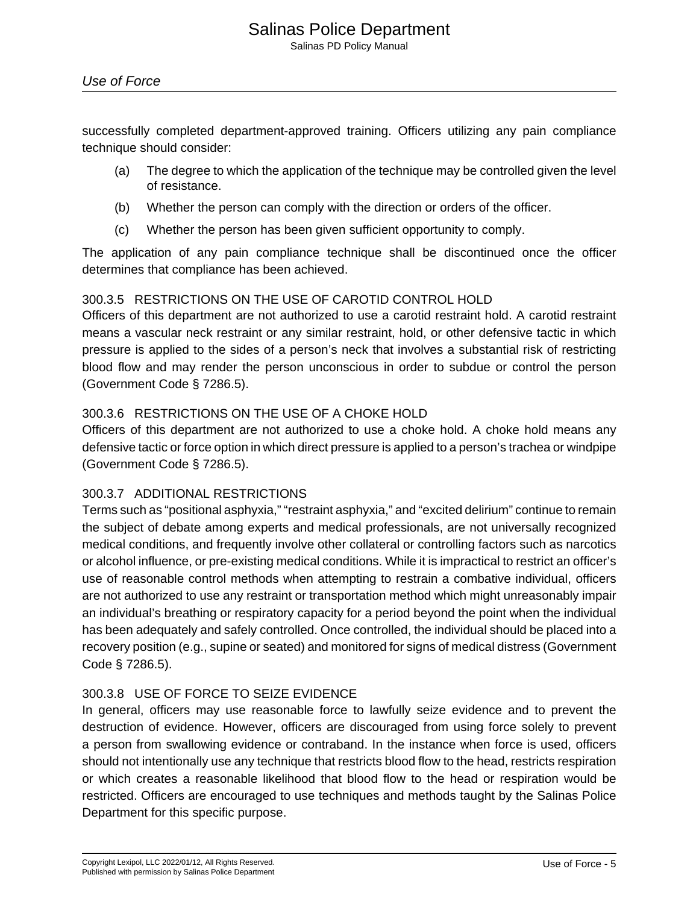successfully completed department-approved training. Officers utilizing any pain compliance technique should consider:

(a) The degree to which the application of the technique may be controlled given the level of resistance.

(b) Whether the person can comply with the direction or orders of the officer.

(c) Whether the person has been given sufficient opportunity to comply.

The application of any pain compliance technique shall be discontinued once the officer determines that compliance has been achieved.

### 300.3.5 RESTRICTIONS ON THE USE OF CAROTID CONTROL HOLD

Officers of this department are not authorized to use a carotid restraint hold. A carotid restraint means a vascular neck restraint or any similar restraint, hold, or other defensive tactic in which pressure is applied to the sides of a person's neck that involves a substantial risk of restricting blood flow and may render the person unconscious in order to subdue or control the person (Government Code § 7286.5).

### 300.3.6 RESTRICTIONS ON THE USE OF A CHOKE HOLD

Officers of this department are not authorized to use a choke hold. A choke hold means any defensive tactic or force option in which direct pressure is applied to a person's trachea or windpipe (Government Code § 7286.5).

### 300.3.7 ADDITIONAL RESTRICTIONS

Terms such as "positional asphyxia," "restraint asphyxia," and "excited delirium" continue to remain the subject of debate among experts and medical professionals, are not universally recognized medical conditions, and frequently involve other collateral or controlling factors such as narcotics or alcohol influence, or pre-existing medical conditions. While it is impractical to restrict an officer's use of reasonable control methods when attempting to restrain a combative individual, officers are not authorized to use any restraint or transportation method which might unreasonably impair an individual's breathing or respiratory capacity for a period beyond the point when the individual has been adequately and safely controlled. Once controlled, the individual should be placed into a recovery position (e.g., supine or seated) and monitored for signs of medical distress (Government Code § 7286.5).

### 300.3.8 USE OF FORCE TO SEIZE EVIDENCE

In general, officers may use reasonable force to lawfully seize evidence and to prevent the destruction of evidence. However, officers are discouraged from using force solely to prevent a person from swallowing evidence or contraband. In the instance when force is used, officers should not intentionally use any technique that restricts blood flow to the head, restricts respiration or which creates a reasonable likelihood that blood flow to the head or respiration would be restricted. Officers are encouraged to use techniques and methods taught by the Salinas Police Department for this specific purpose.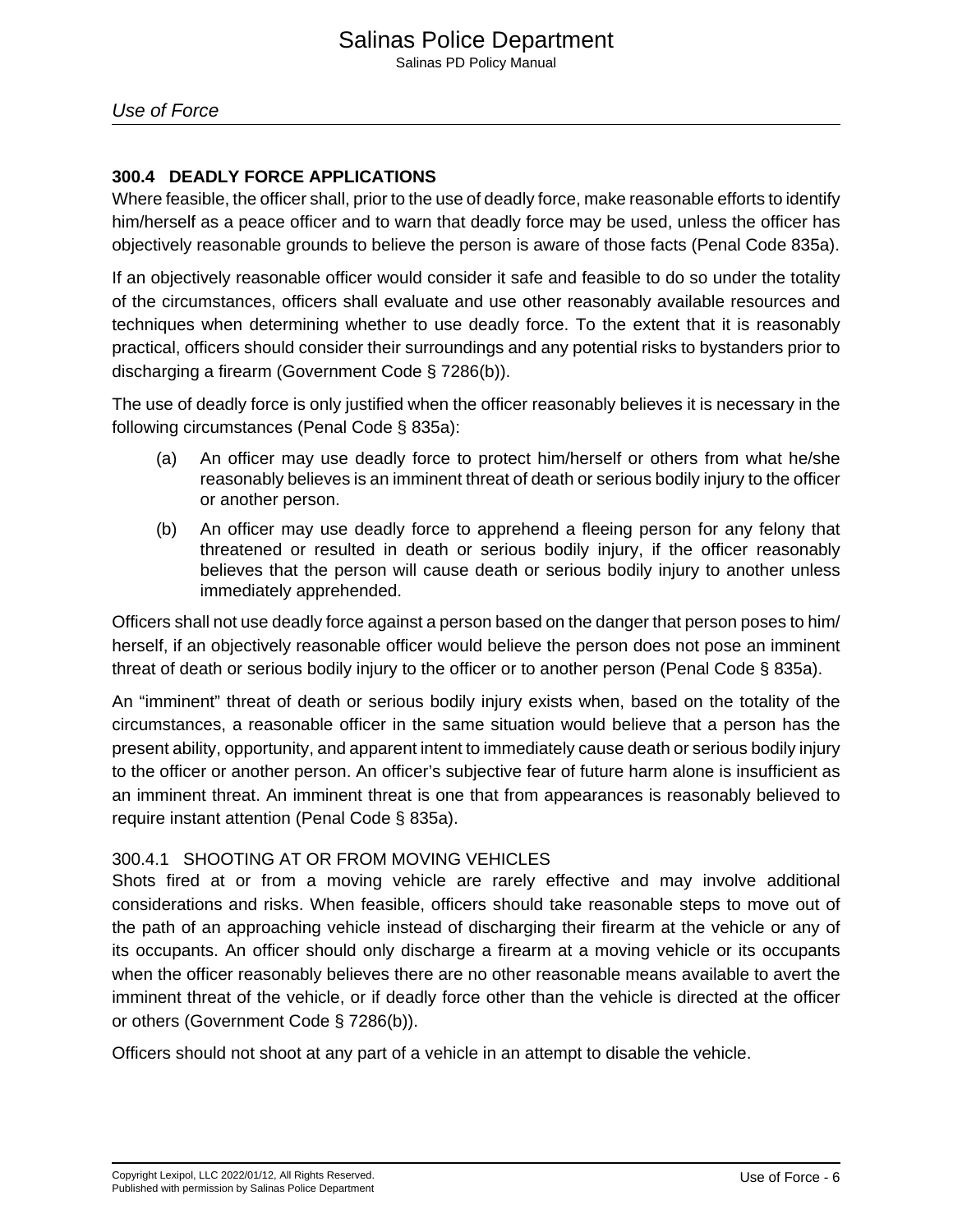## 300.4 DEADLY FORCE APPLICATIONS

Where feasible, the officer shall, prior to the use of deadly force, make reasonable efforts to identify him/herself as a peace officer and to warn that deadly force may be used, unless the officer has objectively reasonable grounds to believe the person is aware of those facts (Penal Code 835a).

If an objectively reasonable officer would consider it safe and feasible to do so under the totality of the circumstances, officers shall evaluate and use other reasonably available resources and techniques when determining whether to use deadly force. To the extent that it is reasonably practical, officers should consider their surroundings and any potential risks to bystanders prior to discharging a firearm (Government Code § 7286(b)).

The use of deadly force is only justified when the officer reasonably believes it is necessary in the following circumstances (Penal Code § 835a):

(a) An officer may use deadly force to protect him/herself or others from what he/she reasonably believes is an imminent threat of death or serious bodily injury to the officer or another person.

(b) An officer may use deadly force to apprehend a fleeing person for any felony that threatened or resulted in death or serious bodily injury, if the officer reasonably believes that the person will cause death or serious bodily injury to another unless immediately apprehended.

Officers shall not use deadly force against a person based on the danger that person poses to him/herself, if an objectively reasonable officer would believe the person does not pose an imminent threat of death or serious bodily injury to the officer or to another person (Penal Code § 835a).

An "imminent" threat of death or serious bodily injury exists when, based on the totality of the circumstances, a reasonable officer in the same situation would believe that a person has the present ability, opportunity, and apparent intent to immediately cause death or serious bodily injury to the officer or another person. An officer's subjective fear of future harm alone is insufficient as an imminent threat. An imminent threat is one that from appearances is reasonably believed to require instant attention (Penal Code § 835a).

### 300.4.1 SHOOTING AT OR FROM MOVING VEHICLES

Shots fired at or from a moving vehicle are rarely effective and may involve additional considerations and risks. When feasible, officers should take reasonable steps to move out of the path of an approaching vehicle instead of discharging their firearm at the vehicle or any of its occupants. An officer should only discharge a firearm at a moving vehicle or its occupants when the officer reasonably believes there are no other reasonable means available to avert the imminent threat of the vehicle, or if deadly force other than the vehicle is directed at the officer or others (Government Code § 7286(b)).

Officers should not shoot at any part of a vehicle in an attempt to disable the vehicle.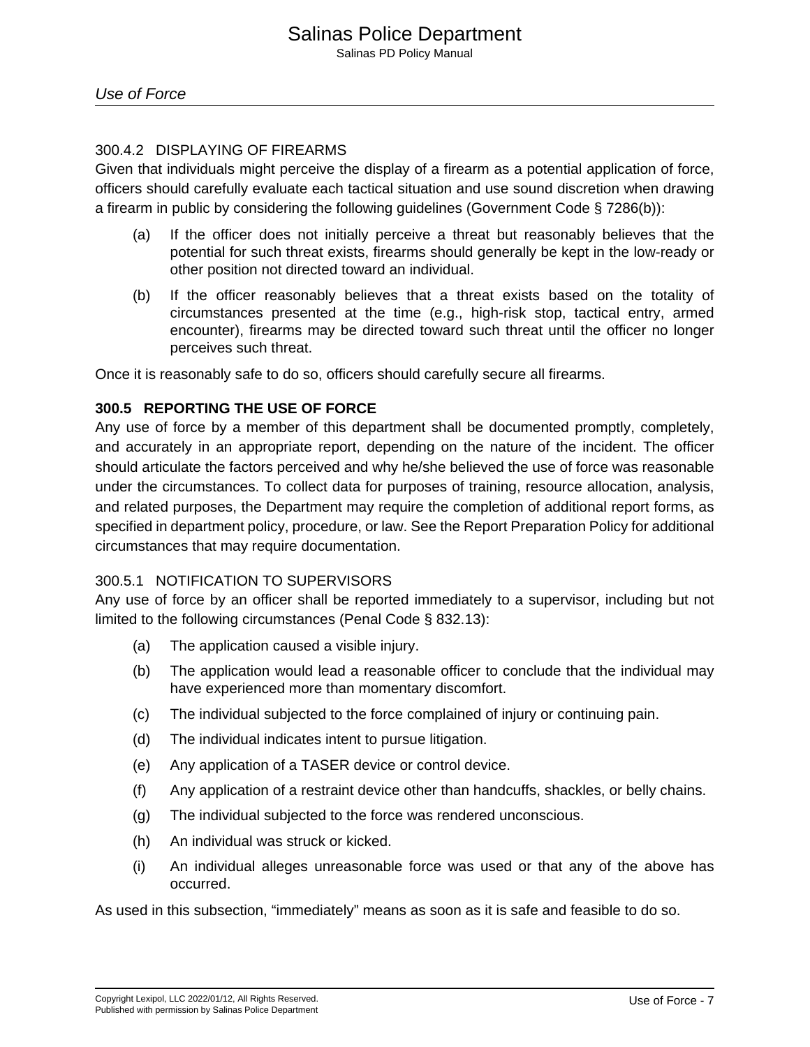#### 300.4.2 DISPLAYING OF FIREARMS

Given that individuals might perceive the display of a firearm as a potential application of force, officers should carefully evaluate each tactical situation and use sound discretion when drawing a firearm in public by considering the following guidelines (Government Code § 7286(b)):

(a) If the officer does not initially perceive a threat but reasonably believes that the potential for such threat exists, firearms should generally be kept in the low-ready or other position not directed toward an individual.

(b) If the officer reasonably believes that a threat exists based on the totality of circumstances presented at the time (e.g., high-risk stop, tactical entry, armed encounter), firearms may be directed toward such threat until the officer no longer perceives such threat.

Once it is reasonably safe to do so, officers should carefully secure all firearms.

### 300.5 REPORTING THE USE OF FORCE

Any use of force by a member of this department shall be documented promptly, completely, and accurately in an appropriate report, depending on the nature of the incident. The officer should articulate the factors perceived and why he/she believed the use of force was reasonable under the circumstances. To collect data for purposes of training, resource allocation, analysis, and related purposes, the Department may require the completion of additional report forms, as specified in department policy, procedure, or law. See the Report Preparation Policy for additional circumstances that may require documentation.

#### 300.5.1 NOTIFICATION TO SUPERVISORS

Any use of force by an officer shall be reported immediately to a supervisor, including but not limited to the following circumstances (Penal Code § 832.13):

(a) The application caused a visible injury.

(b) The application would lead a reasonable officer to conclude that the individual may have experienced more than momentary discomfort.

(c) The individual subjected to the force complained of injury or continuing pain.

(d) The individual indicates intent to pursue litigation.

(e) Any application of a TASER device or control device.

(f) Any application of a restraint device other than handcuffs, shackles, or belly chains.

(g) The individual subjected to the force was rendered unconscious.

(h) An individual was struck or kicked.

(i) An individual alleges unreasonable force was used or that any of the above has occurred.

As used in this subsection, "immediately" means as soon as it is safe and feasible to do so.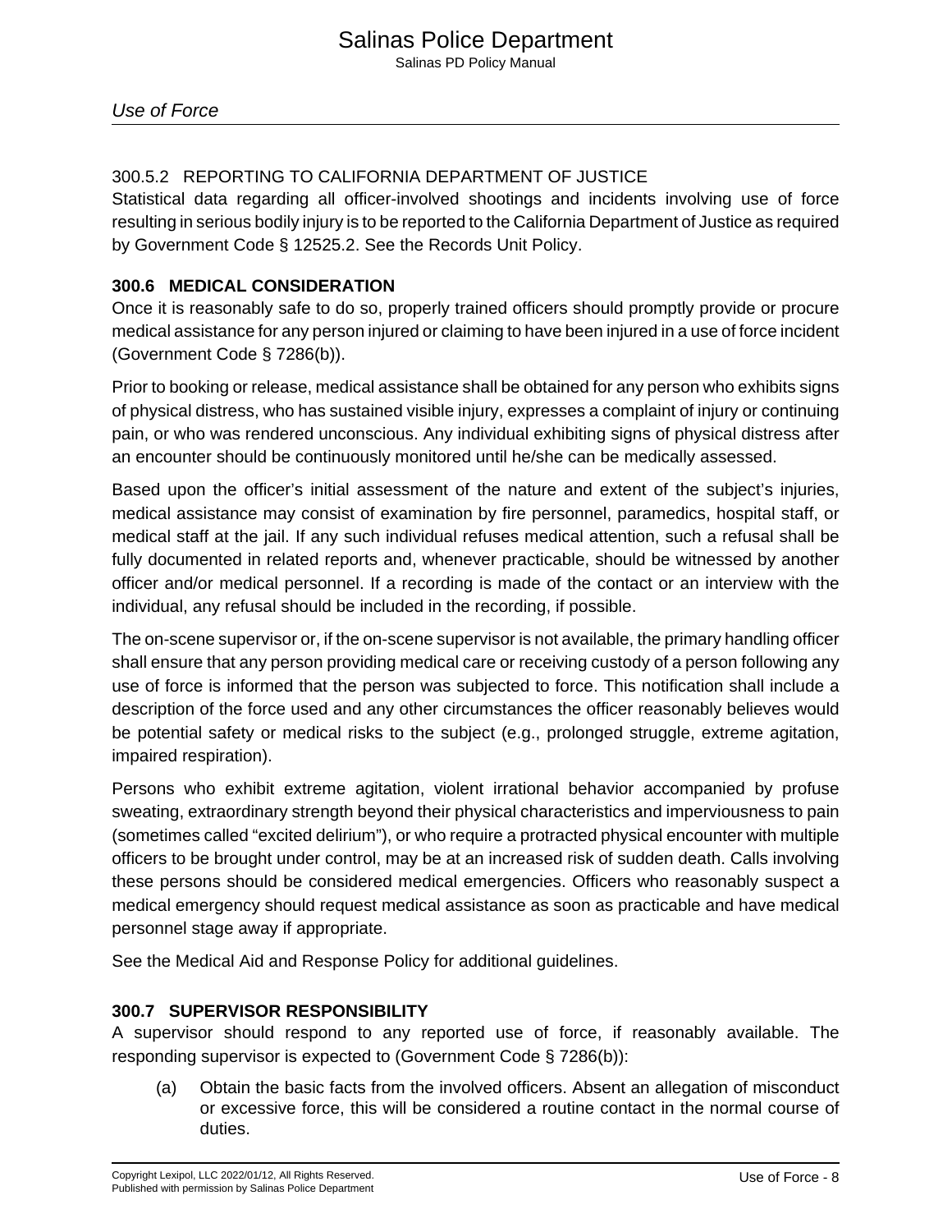#### 300.5.2 REPORTING TO CALIFORNIA DEPARTMENT OF JUSTICE

Statistical data regarding all officer-involved shootings and incidents involving use of force resulting in serious bodily injury is to be reported to the California Department of Justice as required by Government Code § 12525.2. See the Records Unit Policy.

### 300.6 MEDICAL CONSIDERATION

Once it is reasonably safe to do so, properly trained officers should promptly provide or procure medical assistance for any person injured or claiming to have been injured in a use of force incident (Government Code § 7286(b)).

Prior to booking or release, medical assistance shall be obtained for any person who exhibits signs of physical distress, who has sustained visible injury, expresses a complaint of injury or continuing pain, or who was rendered unconscious. Any individual exhibiting signs of physical distress after an encounter should be continuously monitored until he/she can be medically assessed.

Based upon the officer's initial assessment of the nature and extent of the subject's injuries, medical assistance may consist of examination by fire personnel, paramedics, hospital staff, or medical staff at the jail. If any such individual refuses medical attention, such a refusal shall be fully documented in related reports and, whenever practicable, should be witnessed by another officer and/or medical personnel. If a recording is made of the contact or an interview with the individual, any refusal should be included in the recording, if possible.

The on-scene supervisor or, if the on-scene supervisor is not available, the primary handling officer shall ensure that any person providing medical care or receiving custody of a person following any use of force is informed that the person was subjected to force. This notification shall include a description of the force used and any other circumstances the officer reasonably believes would be potential safety or medical risks to the subject (e.g., prolonged struggle, extreme agitation, impaired respiration).

Persons who exhibit extreme agitation, violent irrational behavior accompanied by profuse sweating, extraordinary strength beyond their physical characteristics and imperviousness to pain (sometimes called "excited delirium"), or who require a protracted physical encounter with multiple officers to be brought under control, may be at an increased risk of sudden death. Calls involving these persons should be considered medical emergencies. Officers who reasonably suspect a medical emergency should request medical assistance as soon as practicable and have medical personnel stage away if appropriate.

See the Medical Aid and Response Policy for additional guidelines.

### 300.7 SUPERVISOR RESPONSIBILITY

A supervisor should respond to any reported use of force, if reasonably available. The responding supervisor is expected to (Government Code § 7286(b)):

(a) Obtain the basic facts from the involved officers. Absent an allegation of misconduct or excessive force, this will be considered a routine contact in the normal course of duties.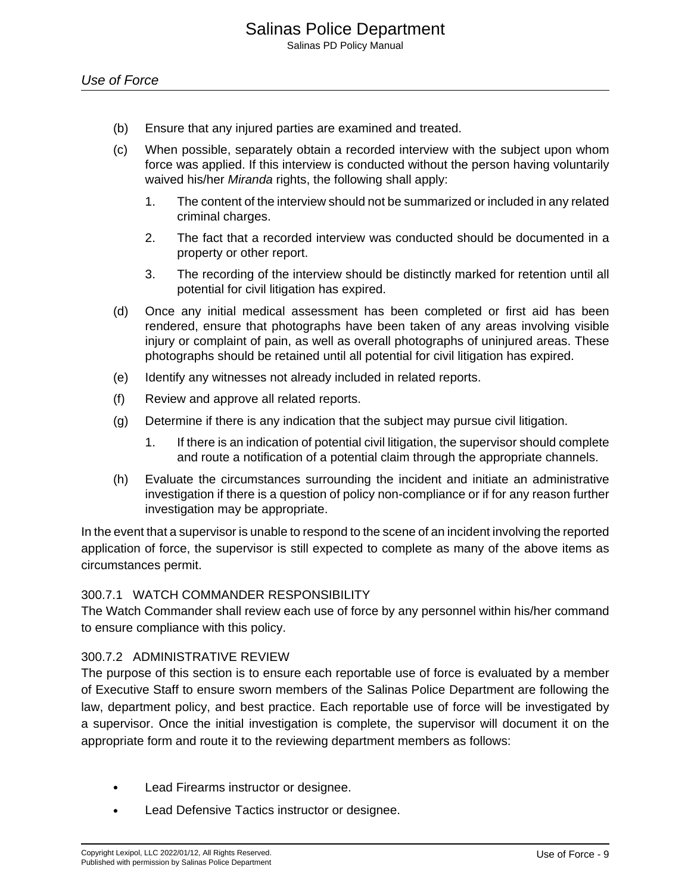(b) Ensure that any injured parties are examined and treated.

(c) When possible, separately obtain a recorded interview with the subject upon whom force was applied. If this interview is conducted without the person having voluntarily waived his/her *Miranda* rights, the following shall apply:

1. The content of the interview should not be summarized or included in any related criminal charges.

2. The fact that a recorded interview was conducted should be documented in a property or other report.

3. The recording of the interview should be distinctly marked for retention until all potential for civil litigation has expired.

(d) Once any initial medical assessment has been completed or first aid has been rendered, ensure that photographs have been taken of any areas involving visible injury or complaint of pain, as well as overall photographs of uninjured areas. These photographs should be retained until all potential for civil litigation has expired.

(e) Identify any witnesses not already included in related reports.

(f) Review and approve all related reports.

(g) Determine if there is any indication that the subject may pursue civil litigation.

1. If there is an indication of potential civil litigation, the supervisor should complete and route a notification of a potential claim through the appropriate channels.

(h) Evaluate the circumstances surrounding the incident and initiate an administrative investigation if there is a question of policy non-compliance or if for any reason further investigation may be appropriate.

In the event that a supervisor is unable to respond to the scene of an incident involving the reported application of force, the supervisor is still expected to complete as many of the above items as circumstances permit.

### 300.7.1 WATCH COMMANDER RESPONSIBILITY

The Watch Commander shall review each use of force by any personnel within his/her command to ensure compliance with this policy.

### 300.7.2 ADMINISTRATIVE REVIEW

The purpose of this section is to ensure each reportable use of force is evaluated by a member of Executive Staff to ensure sworn members of the Salinas Police Department are following the law, department policy, and best practice. Each reportable use of force will be investigated by a supervisor. Once the initial investigation is complete, the supervisor will document it on the appropriate form and route it to the reviewing department members as follows:

- Lead Firearms instructor or designee.
- Lead Defensive Tactics instructor or designee.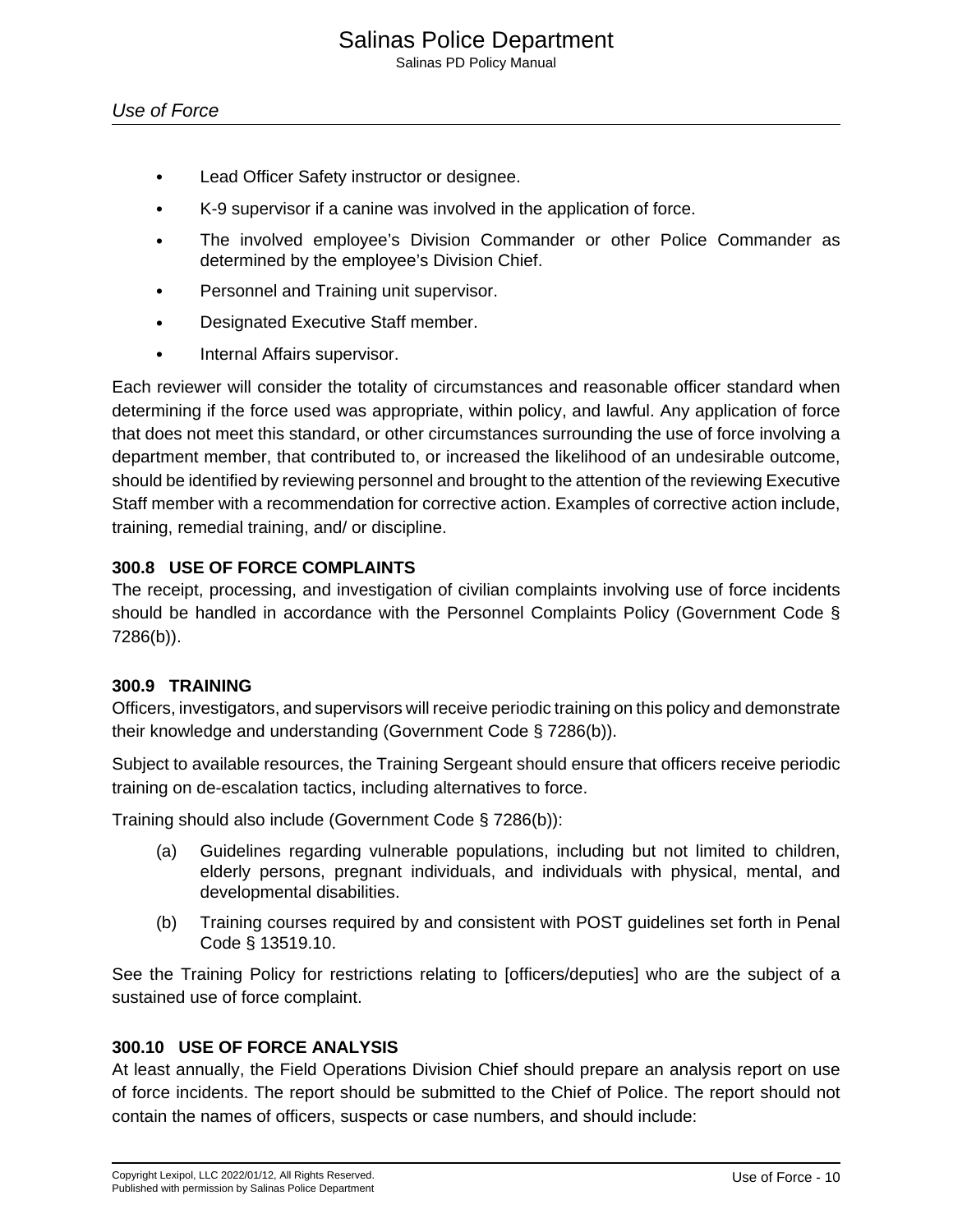- Lead Officer Safety instructor or designee.
- K-9 supervisor if a canine was involved in the application of force.
- The involved employee's Division Commander or other Police Commander as determined by the employee's Division Chief.
- Personnel and Training unit supervisor.
- Designated Executive Staff member.
- Internal Affairs supervisor.

Each reviewer will consider the totality of circumstances and reasonable officer standard when determining if the force used was appropriate, within policy, and lawful. Any application of force that does not meet this standard, or other circumstances surrounding the use of force involving a department member, that contributed to, or increased the likelihood of an undesirable outcome, should be identified by reviewing personnel and brought to the attention of the reviewing Executive Staff member with a recommendation for corrective action. Examples of corrective action include, training, remedial training, and/ or discipline.

### 300.8 USE OF FORCE COMPLAINTS

The receipt, processing, and investigation of civilian complaints involving use of force incidents should be handled in accordance with the Personnel Complaints Policy (Government Code § 7286(b)).

### 300.9 TRAINING

Officers, investigators, and supervisors will receive periodic training on this policy and demonstrate their knowledge and understanding (Government Code § 7286(b)).

Subject to available resources, the Training Sergeant should ensure that officers receive periodic training on de-escalation tactics, including alternatives to force.

Training should also include (Government Code § 7286(b)):

(a) Guidelines regarding vulnerable populations, including but not limited to children, elderly persons, pregnant individuals, and individuals with physical, mental, and developmental disabilities.

(b) Training courses required by and consistent with POST guidelines set forth in Penal Code § 13519.10.

See the Training Policy for restrictions relating to [officers/deputies] who are the subject of a sustained use of force complaint.

### 300.10 USE OF FORCE ANALYSIS

At least annually, the Field Operations Division Chief should prepare an analysis report on use of force incidents. The report should be submitted to the Chief of Police. The report should not contain the names of officers, suspects or case numbers, and should include: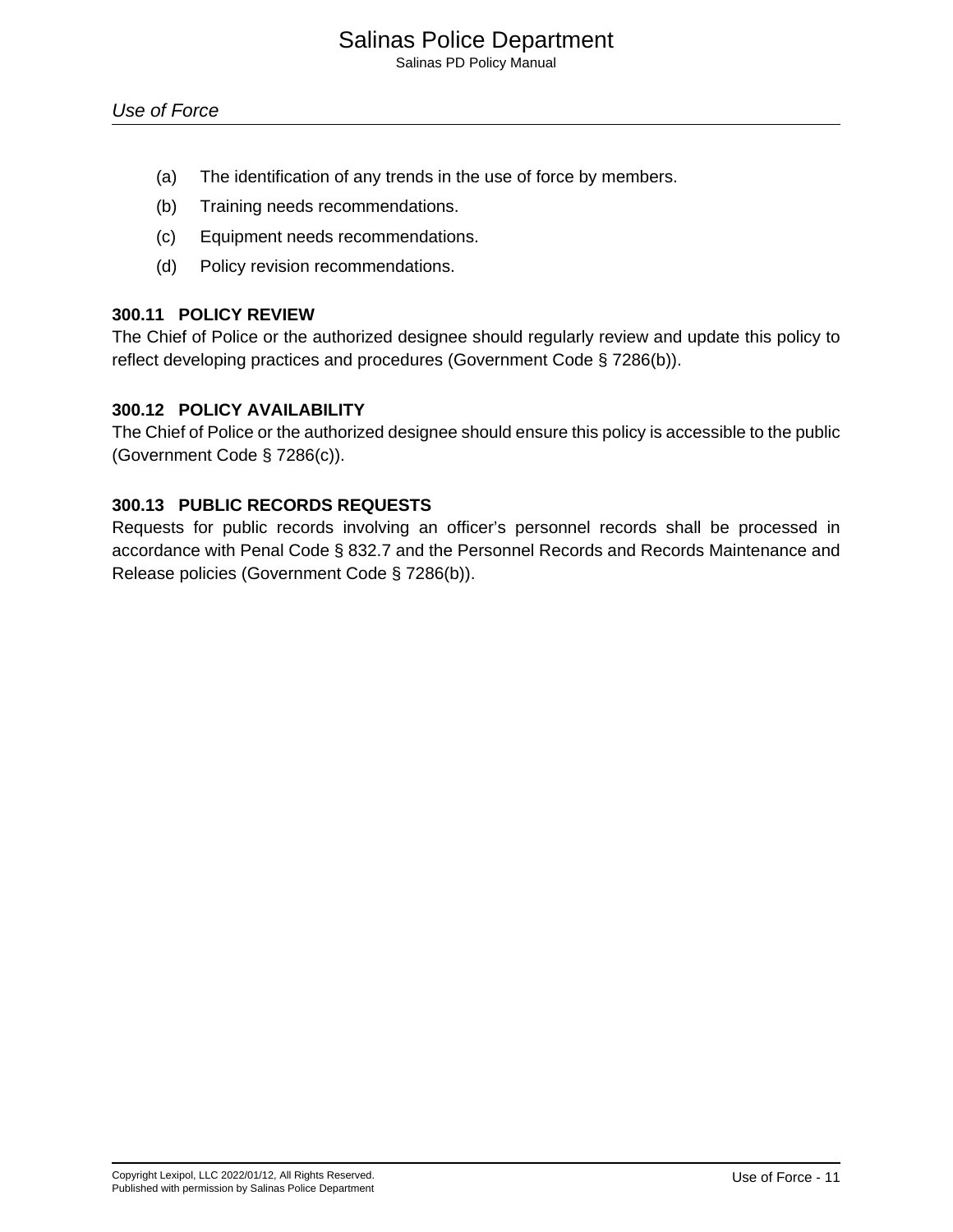(a) The identification of any trends in the use of force by members.

(b) Training needs recommendations.

(c) Equipment needs recommendations.

(d) Policy revision recommendations.

### 300.11 POLICY REVIEW

The Chief of Police or the authorized designee should regularly review and update this policy to reflect developing practices and procedures (Government Code § 7286(b)).

### 300.12 POLICY AVAILABILITY

The Chief of Police or the authorized designee should ensure this policy is accessible to the public (Government Code § 7286(c)).

### 300.13 PUBLIC RECORDS REQUESTS

Requests for public records involving an officer's personnel records shall be processed in accordance with Penal Code § 832.7 and the Personnel Records and Records Maintenance and Release policies (Government Code § 7286(b)).